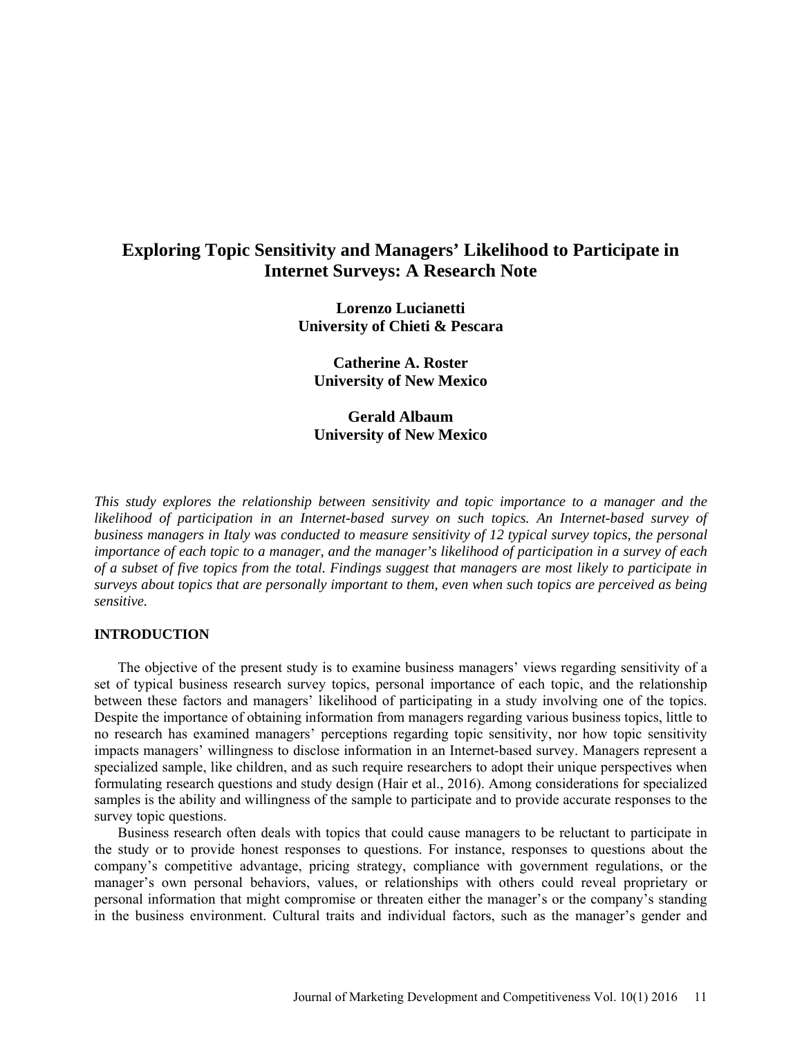# Exploring Topic Sensitivity and Managers' Likelihood to Participate in Internet Surveys: A Research Note

**Lorenzo Lucianetti**
**University of Chieti & Pescara**

**Catherine A. Roster**
**University of New Mexico**

**Gerald Albaum**
**University of New Mexico**

*This study explores the relationship between sensitivity and topic importance to a manager and the likelihood of participation in an Internet-based survey on such topics. An Internet-based survey of business managers in Italy was conducted to measure sensitivity of 12 typical survey topics, the personal importance of each topic to a manager, and the manager's likelihood of participation in a survey of each of a subset of five topics from the total. Findings suggest that managers are most likely to participate in surveys about topics that are personally important to them, even when such topics are perceived as being sensitive.*

## INTRODUCTION

The objective of the present study is to examine business managers' views regarding sensitivity of a set of typical business research survey topics, personal importance of each topic, and the relationship between these factors and managers' likelihood of participating in a study involving one of the topics. Despite the importance of obtaining information from managers regarding various business topics, little to no research has examined managers' perceptions regarding topic sensitivity, nor how topic sensitivity impacts managers' willingness to disclose information in an Internet-based survey. Managers represent a specialized sample, like children, and as such require researchers to adopt their unique perspectives when formulating research questions and study design (Hair et al., 2016). Among considerations for specialized samples is the ability and willingness of the sample to participate and to provide accurate responses to the survey topic questions.

Business research often deals with topics that could cause managers to be reluctant to participate in the study or to provide honest responses to questions. For instance, responses to questions about the company's competitive advantage, pricing strategy, compliance with government regulations, or the manager's own personal behaviors, values, or relationships with others could reveal proprietary or personal information that might compromise or threaten either the manager's or the company's standing in the business environment. Cultural traits and individual factors, such as the manager's gender and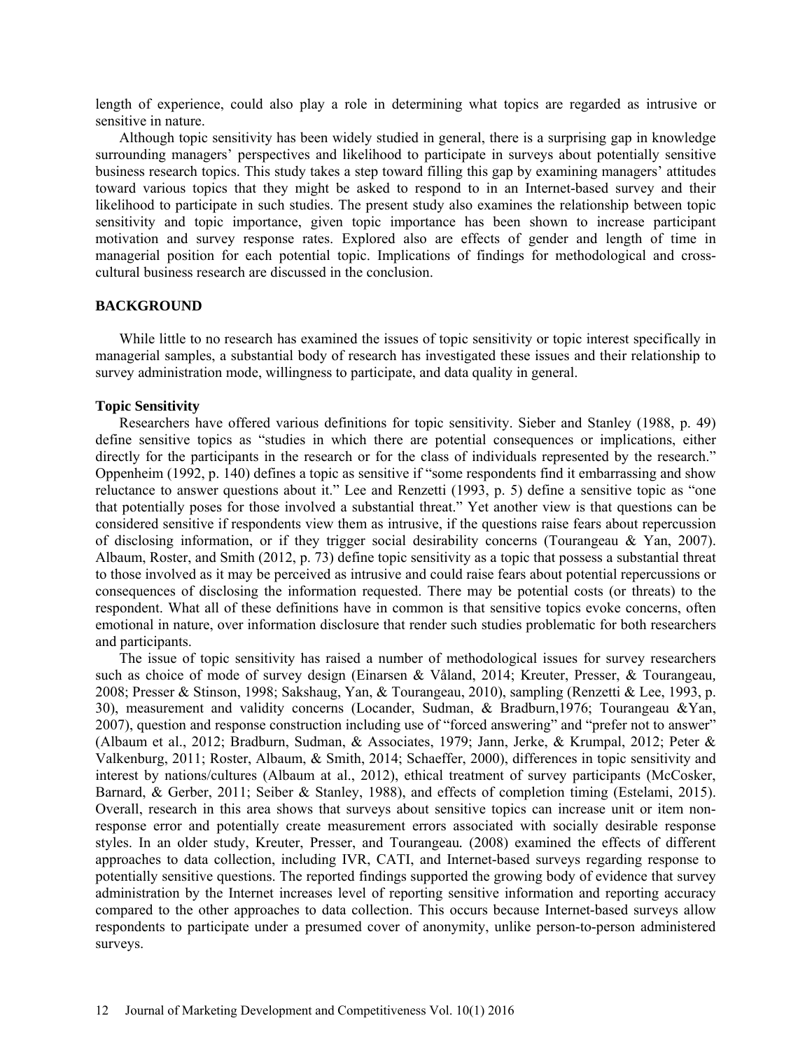length of experience, could also play a role in determining what topics are regarded as intrusive or sensitive in nature.

Although topic sensitivity has been widely studied in general, there is a surprising gap in knowledge surrounding managers' perspectives and likelihood to participate in surveys about potentially sensitive business research topics. This study takes a step toward filling this gap by examining managers' attitudes toward various topics that they might be asked to respond to in an Internet-based survey and their likelihood to participate in such studies. The present study also examines the relationship between topic sensitivity and topic importance, given topic importance has been shown to increase participant motivation and survey response rates. Explored also are effects of gender and length of time in managerial position for each potential topic. Implications of findings for methodological and cross-cultural business research are discussed in the conclusion.

## BACKGROUND

While little to no research has examined the issues of topic sensitivity or topic interest specifically in managerial samples, a substantial body of research has investigated these issues and their relationship to survey administration mode, willingness to participate, and data quality in general.

### Topic Sensitivity

Researchers have offered various definitions for topic sensitivity. Sieber and Stanley (1988, p. 49) define sensitive topics as "studies in which there are potential consequences or implications, either directly for the participants in the research or for the class of individuals represented by the research." Oppenheim (1992, p. 140) defines a topic as sensitive if "some respondents find it embarrassing and show reluctance to answer questions about it." Lee and Renzetti (1993, p. 5) define a sensitive topic as "one that potentially poses for those involved a substantial threat." Yet another view is that questions can be considered sensitive if respondents view them as intrusive, if the questions raise fears about repercussion of disclosing information, or if they trigger social desirability concerns (Tourangeau & Yan, 2007). Albaum, Roster, and Smith (2012, p. 73) define topic sensitivity as a topic that possess a substantial threat to those involved as it may be perceived as intrusive and could raise fears about potential repercussions or consequences of disclosing the information requested. There may be potential costs (or threats) to the respondent. What all of these definitions have in common is that sensitive topics evoke concerns, often emotional in nature, over information disclosure that render such studies problematic for both researchers and participants.

The issue of topic sensitivity has raised a number of methodological issues for survey researchers such as choice of mode of survey design (Einarsen & Våland, 2014; Kreuter, Presser, & Tourangeau, 2008; Presser & Stinson, 1998; Sakshaug, Yan, & Tourangeau, 2010), sampling (Renzetti & Lee, 1993, p. 30), measurement and validity concerns (Locander, Sudman, & Bradburn,1976; Tourangeau &Yan, 2007), question and response construction including use of "forced answering" and "prefer not to answer" (Albaum et al., 2012; Bradburn, Sudman, & Associates, 1979; Jann, Jerke, & Krumpal, 2012; Peter & Valkenburg, 2011; Roster, Albaum, & Smith, 2014; Schaeffer, 2000), differences in topic sensitivity and interest by nations/cultures (Albaum at al., 2012), ethical treatment of survey participants (McCosker, Barnard, & Gerber, 2011; Seiber & Stanley, 1988), and effects of completion timing (Estelami, 2015). Overall, research in this area shows that surveys about sensitive topics can increase unit or item non-response error and potentially create measurement errors associated with socially desirable response styles. In an older study, Kreuter, Presser, and Tourangeau. (2008) examined the effects of different approaches to data collection, including IVR, CATI, and Internet-based surveys regarding response to potentially sensitive questions. The reported findings supported the growing body of evidence that survey administration by the Internet increases level of reporting sensitive information and reporting accuracy compared to the other approaches to data collection. This occurs because Internet-based surveys allow respondents to participate under a presumed cover of anonymity, unlike person-to-person administered surveys.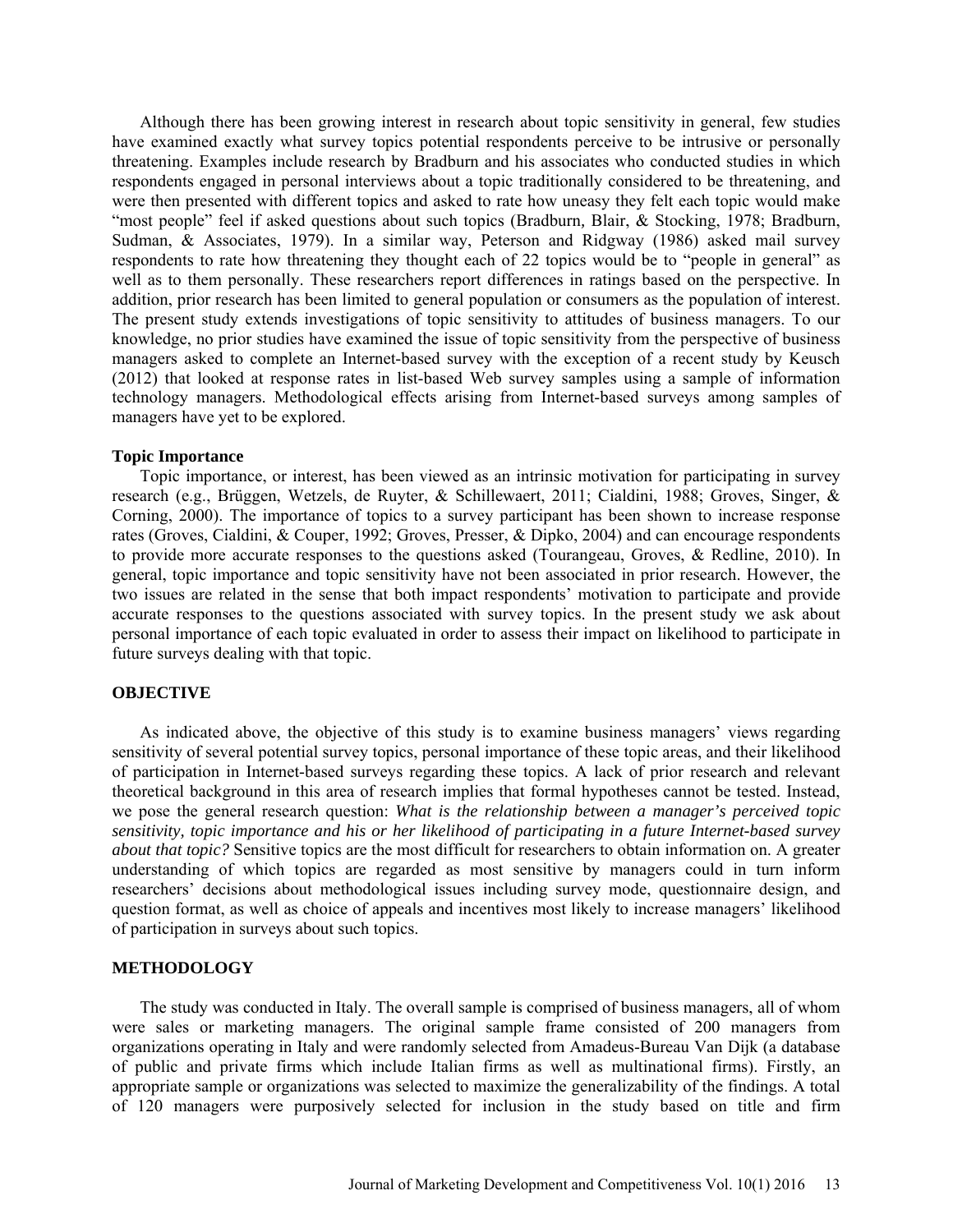Although there has been growing interest in research about topic sensitivity in general, few studies have examined exactly what survey topics potential respondents perceive to be intrusive or personally threatening. Examples include research by Bradburn and his associates who conducted studies in which respondents engaged in personal interviews about a topic traditionally considered to be threatening, and were then presented with different topics and asked to rate how uneasy they felt each topic would make "most people" feel if asked questions about such topics (Bradburn, Blair, & Stocking, 1978; Bradburn, Sudman, & Associates, 1979). In a similar way, Peterson and Ridgway (1986) asked mail survey respondents to rate how threatening they thought each of 22 topics would be to "people in general" as well as to them personally. These researchers report differences in ratings based on the perspective. In addition, prior research has been limited to general population or consumers as the population of interest. The present study extends investigations of topic sensitivity to attitudes of business managers. To our knowledge, no prior studies have examined the issue of topic sensitivity from the perspective of business managers asked to complete an Internet-based survey with the exception of a recent study by Keusch (2012) that looked at response rates in list-based Web survey samples using a sample of information technology managers. Methodological effects arising from Internet-based surveys among samples of managers have yet to be explored.

### Topic Importance

Topic importance, or interest, has been viewed as an intrinsic motivation for participating in survey research (e.g., Brüggen, Wetzels, de Ruyter, & Schillewaert, 2011; Cialdini, 1988; Groves, Singer, & Corning, 2000). The importance of topics to a survey participant has been shown to increase response rates (Groves, Cialdini, & Couper, 1992; Groves, Presser, & Dipko, 2004) and can encourage respondents to provide more accurate responses to the questions asked (Tourangeau, Groves, & Redline, 2010). In general, topic importance and topic sensitivity have not been associated in prior research. However, the two issues are related in the sense that both impact respondents' motivation to participate and provide accurate responses to the questions associated with survey topics. In the present study we ask about personal importance of each topic evaluated in order to assess their impact on likelihood to participate in future surveys dealing with that topic.

## OBJECTIVE

As indicated above, the objective of this study is to examine business managers' views regarding sensitivity of several potential survey topics, personal importance of these topic areas, and their likelihood of participation in Internet-based surveys regarding these topics. A lack of prior research and relevant theoretical background in this area of research implies that formal hypotheses cannot be tested. Instead, we pose the general research question: ***What is the relationship between a manager's perceived topic sensitivity, topic importance and his or her likelihood of participating in a future Internet-based survey about that topic?*** Sensitive topics are the most difficult for researchers to obtain information on. A greater understanding of which topics are regarded as most sensitive by managers could in turn inform researchers' decisions about methodological issues including survey mode, questionnaire design, and question format, as well as choice of appeals and incentives most likely to increase managers' likelihood of participation in surveys about such topics.

## METHODOLOGY

The study was conducted in Italy. The overall sample is comprised of business managers, all of whom were sales or marketing managers. The original sample frame consisted of 200 managers from organizations operating in Italy and were randomly selected from Amadeus-Bureau Van Dijk (a database of public and private firms which include Italian firms as well as multinational firms). Firstly, an appropriate sample or organizations was selected to maximize the generalizability of the findings. A total of 120 managers were purposively selected for inclusion in the study based on title and firm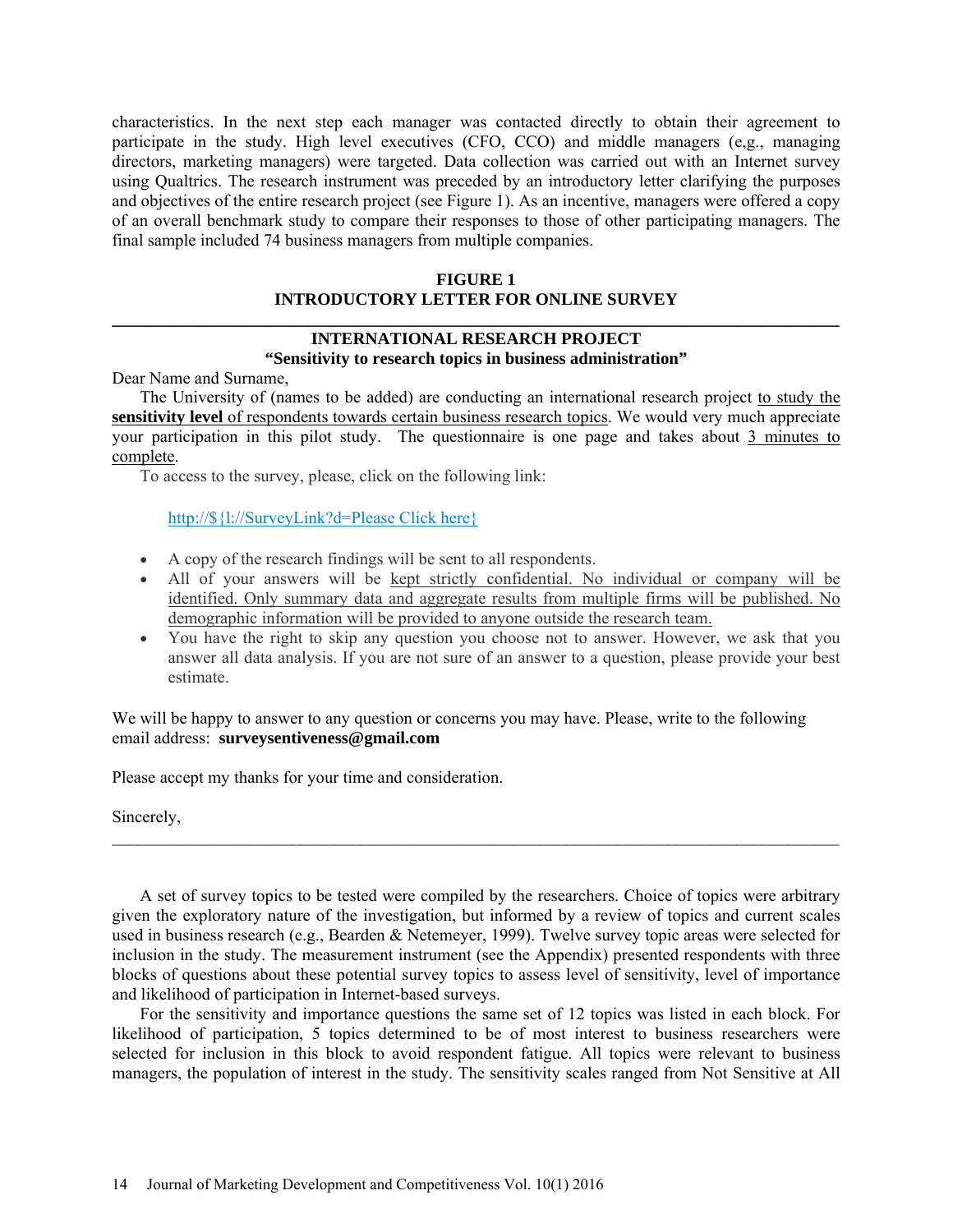characteristics. In the next step each manager was contacted directly to obtain their agreement to participate in the study. High level executives (CFO, CCO) and middle managers (e,g., managing directors, marketing managers) were targeted. Data collection was carried out with an Internet survey using Qualtrics. The research instrument was preceded by an introductory letter clarifying the purposes and objectives of the entire research project (see Figure 1). As an incentive, managers were offered a copy of an overall benchmark study to compare their responses to those of other participating managers. The final sample included 74 business managers from multiple companies.

**FIGURE 1**
**INTRODUCTORY LETTER FOR ONLINE SURVEY**

---

**INTERNATIONAL RESEARCH PROJECT**
**"Sensitivity to research topics in business administration"**

Dear Name and Surname,

The University of (names to be added) are conducting an international research project to study the **sensitivity level** of respondents towards certain business research topics. We would very much appreciate your participation in this pilot study. The questionnaire is one page and takes about 3 minutes to complete.

To access to the survey, please, click on the following link:

http://${l://SurveyLink?d=Please Click here}

- A copy of the research findings will be sent to all respondents.
- All of your answers will be kept strictly confidential. No individual or company will be identified. Only summary data and aggregate results from multiple firms will be published. No demographic information will be provided to anyone outside the research team.
- You have the right to skip any question you choose not to answer. However, we ask that you answer all data analysis. If you are not sure of an answer to a question, please provide your best estimate.

We will be happy to answer to any question or concerns you may have. Please, write to the following email address: **surveysentiveness@gmail.com**

Please accept my thanks for your time and consideration.

Sincerely,

---

A set of survey topics to be tested were compiled by the researchers. Choice of topics were arbitrary given the exploratory nature of the investigation, but informed by a review of topics and current scales used in business research (e.g., Bearden & Netemeyer, 1999). Twelve survey topic areas were selected for inclusion in the study. The measurement instrument (see the Appendix) presented respondents with three blocks of questions about these potential survey topics to assess level of sensitivity, level of importance and likelihood of participation in Internet-based surveys.

For the sensitivity and importance questions the same set of 12 topics was listed in each block. For likelihood of participation, 5 topics determined to be of most interest to business researchers were selected for inclusion in this block to avoid respondent fatigue. All topics were relevant to business managers, the population of interest in the study. The sensitivity scales ranged from Not Sensitive at All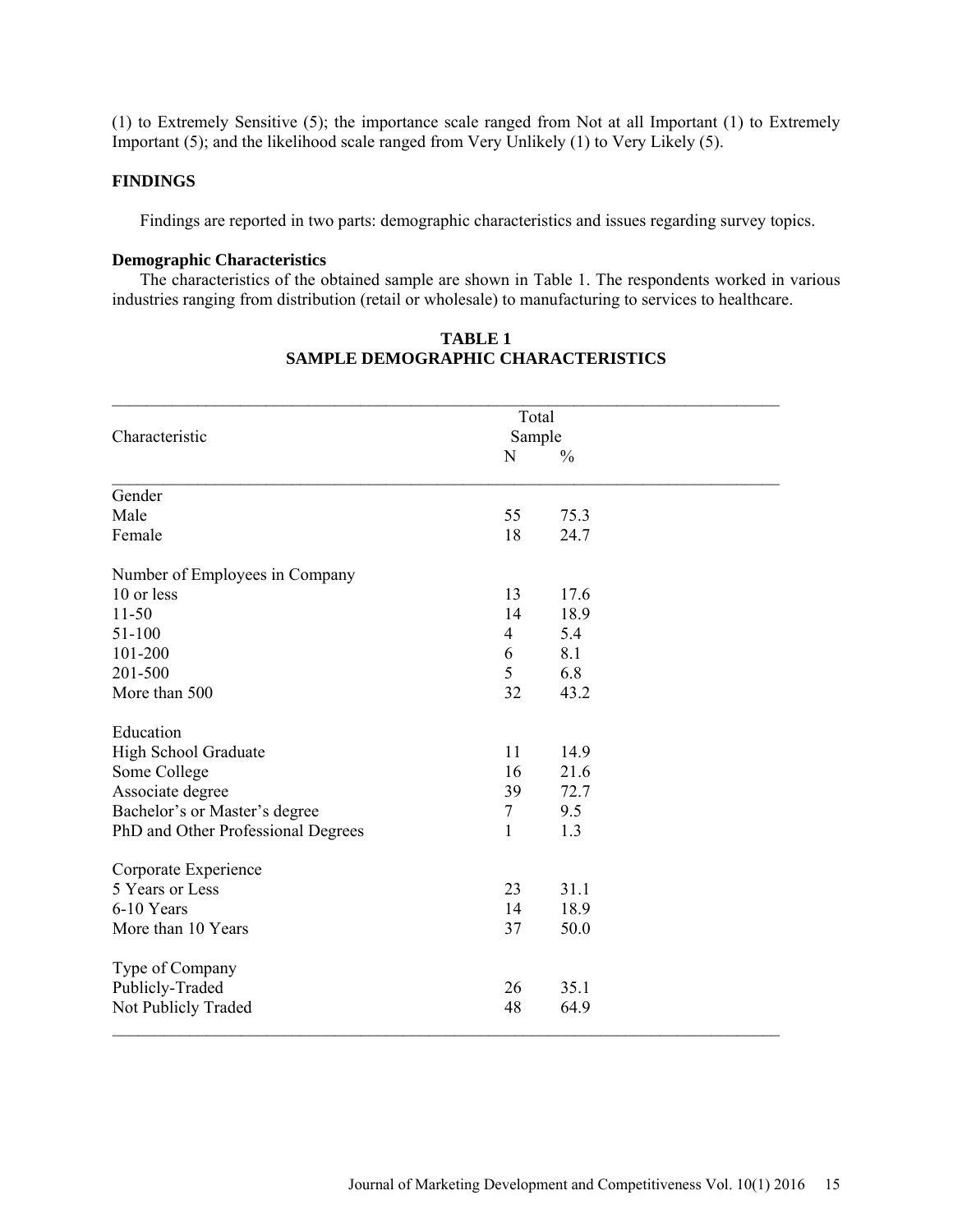(1) to Extremely Sensitive (5); the importance scale ranged from Not at all Important (1) to Extremely Important (5); and the likelihood scale ranged from Very Unlikely (1) to Very Likely (5).

## FINDINGS

Findings are reported in two parts: demographic characteristics and issues regarding survey topics.

### Demographic Characteristics

The characteristics of the obtained sample are shown in Table 1. The respondents worked in various industries ranging from distribution (retail or wholesale) to manufacturing to services to healthcare.

**TABLE 1**
**SAMPLE DEMOGRAPHIC CHARACTERISTICS**

| Characteristic | Total Sample | |
|---|---|---|
| | N | % |
| Gender | | |
| Male | 55 | 75.3 |
| Female | 18 | 24.7 |
| Number of Employees in Company | | |
| 10 or less | 13 | 17.6 |
| 11-50 | 14 | 18.9 |
| 51-100 | 4 | 5.4 |
| 101-200 | 6 | 8.1 |
| 201-500 | 5 | 6.8 |
| More than 500 | 32 | 43.2 |
| Education | | |
| High School Graduate | 11 | 14.9 |
| Some College | 16 | 21.6 |
| Associate degree | 39 | 72.7 |
| Bachelor's or Master's degree | 7 | 9.5 |
| PhD and Other Professional Degrees | 1 | 1.3 |
| Corporate Experience | | |
| 5 Years or Less | 23 | 31.1 |
| 6-10 Years | 14 | 18.9 |
| More than 10 Years | 37 | 50.0 |
| Type of Company | | |
| Publicly-Traded | 26 | 35.1 |
| Not Publicly Traded | 48 | 64.9 |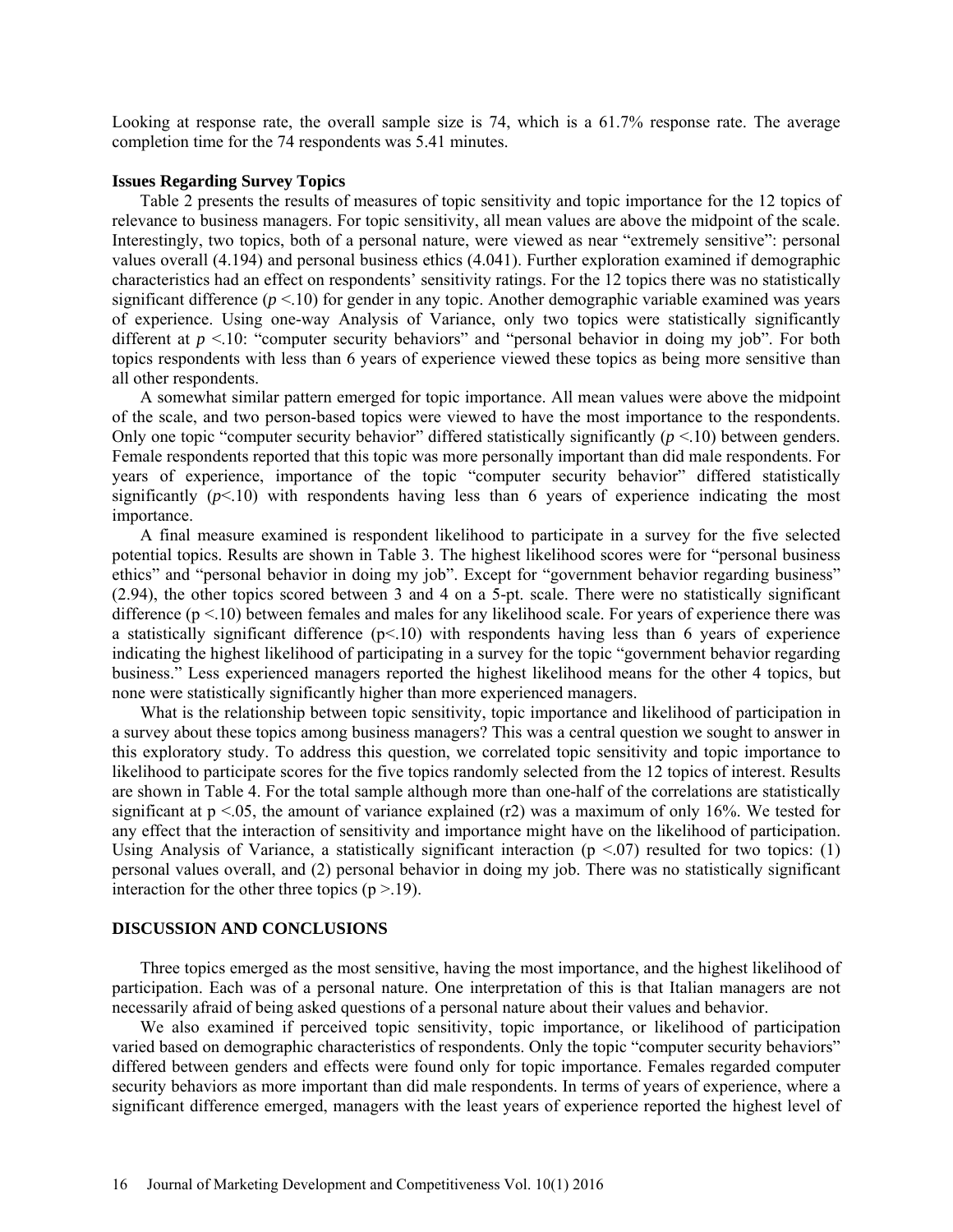Looking at response rate, the overall sample size is 74, which is a 61.7% response rate. The average completion time for the 74 respondents was 5.41 minutes.

### Issues Regarding Survey Topics

Table 2 presents the results of measures of topic sensitivity and topic importance for the 12 topics of relevance to business managers. For topic sensitivity, all mean values are above the midpoint of the scale. Interestingly, two topics, both of a personal nature, were viewed as near "extremely sensitive": personal values overall (4.194) and personal business ethics (4.041). Further exploration examined if demographic characteristics had an effect on respondents' sensitivity ratings. For the 12 topics there was no statistically significant difference ($p < .10$) for gender in any topic. Another demographic variable examined was years of experience. Using one-way Analysis of Variance, only two topics were statistically significantly different at $p < .10$: "computer security behaviors" and "personal behavior in doing my job". For both topics respondents with less than 6 years of experience viewed these topics as being more sensitive than all other respondents.

A somewhat similar pattern emerged for topic importance. All mean values were above the midpoint of the scale, and two person-based topics were viewed to have the most importance to the respondents. Only one topic "computer security behavior" differed statistically significantly ($p < .10$) between genders. Female respondents reported that this topic was more personally important than did male respondents. For years of experience, importance of the topic "computer security behavior" differed statistically significantly ($p < .10$) with respondents having less than 6 years of experience indicating the most importance.

A final measure examined is respondent likelihood to participate in a survey for the five selected potential topics. Results are shown in Table 3. The highest likelihood scores were for "personal business ethics" and "personal behavior in doing my job". Except for "government behavior regarding business" (2.94), the other topics scored between 3 and 4 on a 5-pt. scale. There were no statistically significant difference ($p < .10$) between females and males for any likelihood scale. For years of experience there was a statistically significant difference ($p < .10$) with respondents having less than 6 years of experience indicating the highest likelihood of participating in a survey for the topic "government behavior regarding business." Less experienced managers reported the highest likelihood means for the other 4 topics, but none were statistically significantly higher than more experienced managers.

What is the relationship between topic sensitivity, topic importance and likelihood of participation in a survey about these topics among business managers? This was a central question we sought to answer in this exploratory study. To address this question, we correlated topic sensitivity and topic importance to likelihood to participate scores for the five topics randomly selected from the 12 topics of interest. Results are shown in Table 4. For the total sample although more than one-half of the correlations are statistically significant at $p < .05$, the amount of variance explained ($r^2$) was a maximum of only 16%. We tested for any effect that the interaction of sensitivity and importance might have on the likelihood of participation. Using Analysis of Variance, a statistically significant interaction ($p < .07$) resulted for two topics: (1) personal values overall, and (2) personal behavior in doing my job. There was no statistically significant interaction for the other three topics ($p > .19$).

## DISCUSSION AND CONCLUSIONS

Three topics emerged as the most sensitive, having the most importance, and the highest likelihood of participation. Each was of a personal nature. One interpretation of this is that Italian managers are not necessarily afraid of being asked questions of a personal nature about their values and behavior.

We also examined if perceived topic sensitivity, topic importance, or likelihood of participation varied based on demographic characteristics of respondents. Only the topic "computer security behaviors" differed between genders and effects were found only for topic importance. Females regarded computer security behaviors as more important than did male respondents. In terms of years of experience, where a significant difference emerged, managers with the least years of experience reported the highest level of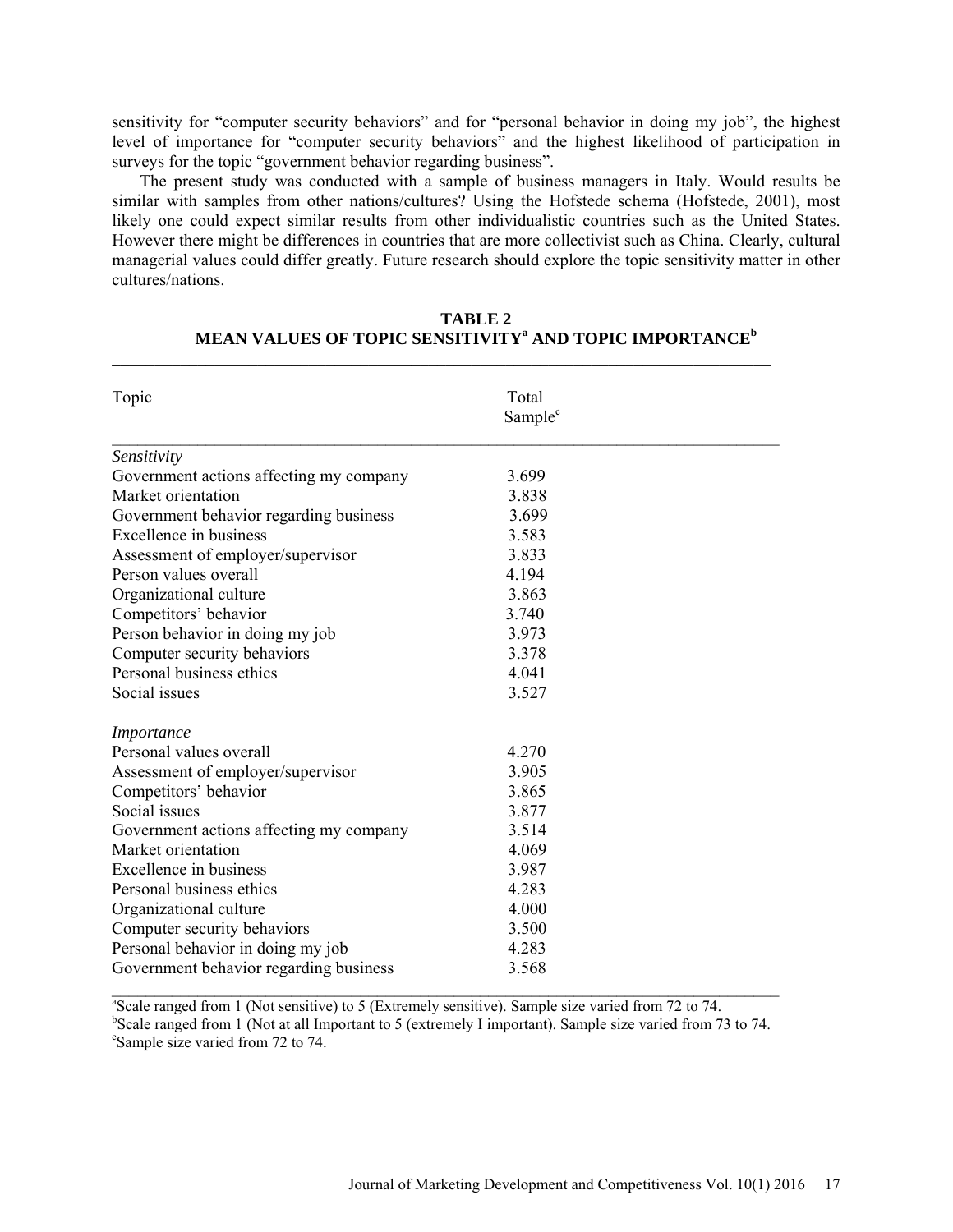sensitivity for "computer security behaviors" and for "personal behavior in doing my job", the highest level of importance for "computer security behaviors" and the highest likelihood of participation in surveys for the topic "government behavior regarding business".

The present study was conducted with a sample of business managers in Italy. Would results be similar with samples from other nations/cultures? Using the Hofstede schema (Hofstede, 2001), most likely one could expect similar results from other individualistic countries such as the United States. However there might be differences in countries that are more collectivist such as China. Clearly, cultural managerial values could differ greatly. Future research should explore the topic sensitivity matter in other cultures/nations.

**TABLE 2**
**MEAN VALUES OF TOPIC SENSITIVITY[a] AND TOPIC IMPORTANCE[b]**

| Topic | Total Sample[c] |
|---|---|
| *Sensitivity* | |
| Government actions affecting my company | 3.699 |
| Market orientation | 3.838 |
| Government behavior regarding business | 3.699 |
| Excellence in business | 3.583 |
| Assessment of employer/supervisor | 3.833 |
| Person values overall | 4.194 |
| Organizational culture | 3.863 |
| Competitors' behavior | 3.740 |
| Person behavior in doing my job | 3.973 |
| Computer security behaviors | 3.378 |
| Personal business ethics | 4.041 |
| Social issues | 3.527 |
| *Importance* | |
| Personal values overall | 4.270 |
| Assessment of employer/supervisor | 3.905 |
| Competitors' behavior | 3.865 |
| Social issues | 3.877 |
| Government actions affecting my company | 3.514 |
| Market orientation | 4.069 |
| Excellence in business | 3.987 |
| Personal business ethics | 4.283 |
| Organizational culture | 4.000 |
| Computer security behaviors | 3.500 |
| Personal behavior in doing my job | 4.283 |
| Government behavior regarding business | 3.568 |

[a]Scale ranged from 1 (Not sensitive) to 5 (Extremely sensitive). Sample size varied from 72 to 74.
[b]Scale ranged from 1 (Not at all Important to 5 (extremely I important). Sample size varied from 73 to 74.
[c]Sample size varied from 72 to 74.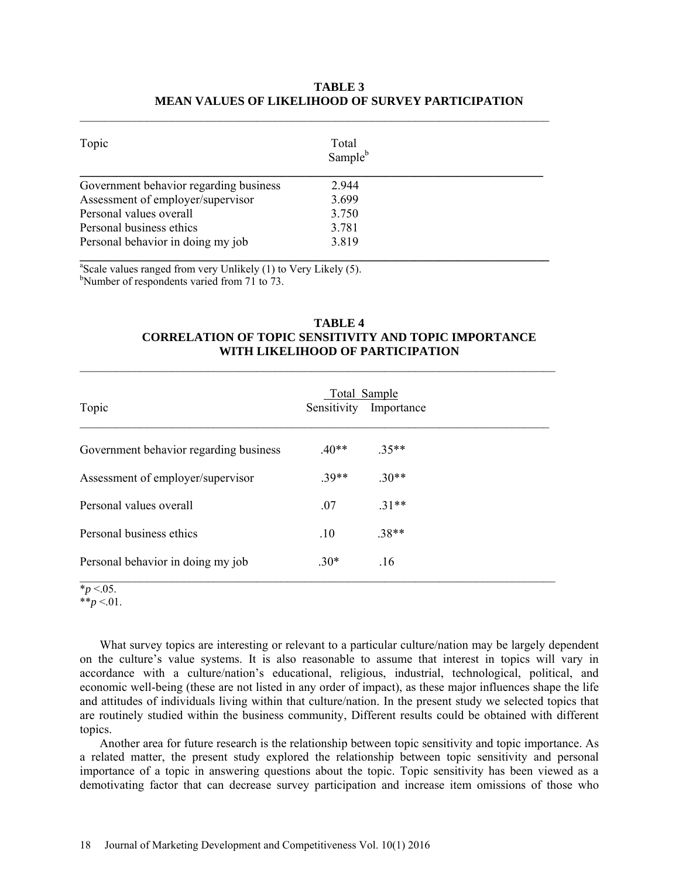**TABLE 3**
**MEAN VALUES OF LIKELIHOOD OF SURVEY PARTICIPATION**

| Topic | Total Sample[b] |
|---|---|
| Government behavior regarding business | 2.944 |
| Assessment of employer/supervisor | 3.699 |
| Personal values overall | 3.750 |
| Personal business ethics | 3.781 |
| Personal behavior in doing my job | 3.819 |

[a]Scale values ranged from very Unlikely (1) to Very Likely (5).
[b]Number of respondents varied from 71 to 73.

**TABLE 4**
**CORRELATION OF TOPIC SENSITIVITY AND TOPIC IMPORTANCE WITH LIKELIHOOD OF PARTICIPATION**

| | Total Sample | |
|---|---|---|
| Topic | Sensitivity | Importance |
| Government behavior regarding business | .40** | .35** |
| Assessment of employer/supervisor | .39** | .30** |
| Personal values overall | .07 | .31** |
| Personal business ethics | .10 | .38** |
| Personal behavior in doing my job | .30* | .16 |

*$p$ <.05.
**$p$ <.01.

What survey topics are interesting or relevant to a particular culture/nation may be largely dependent on the culture's value systems. It is also reasonable to assume that interest in topics will vary in accordance with a culture/nation's educational, religious, industrial, technological, political, and economic well-being (these are not listed in any order of impact), as these major influences shape the life and attitudes of individuals living within that culture/nation. In the present study we selected topics that are routinely studied within the business community, Different results could be obtained with different topics.

Another area for future research is the relationship between topic sensitivity and topic importance. As a related matter, the present study explored the relationship between topic sensitivity and personal importance of a topic in answering questions about the topic. Topic sensitivity has been viewed as a demotivating factor that can decrease survey participation and increase item omissions of those who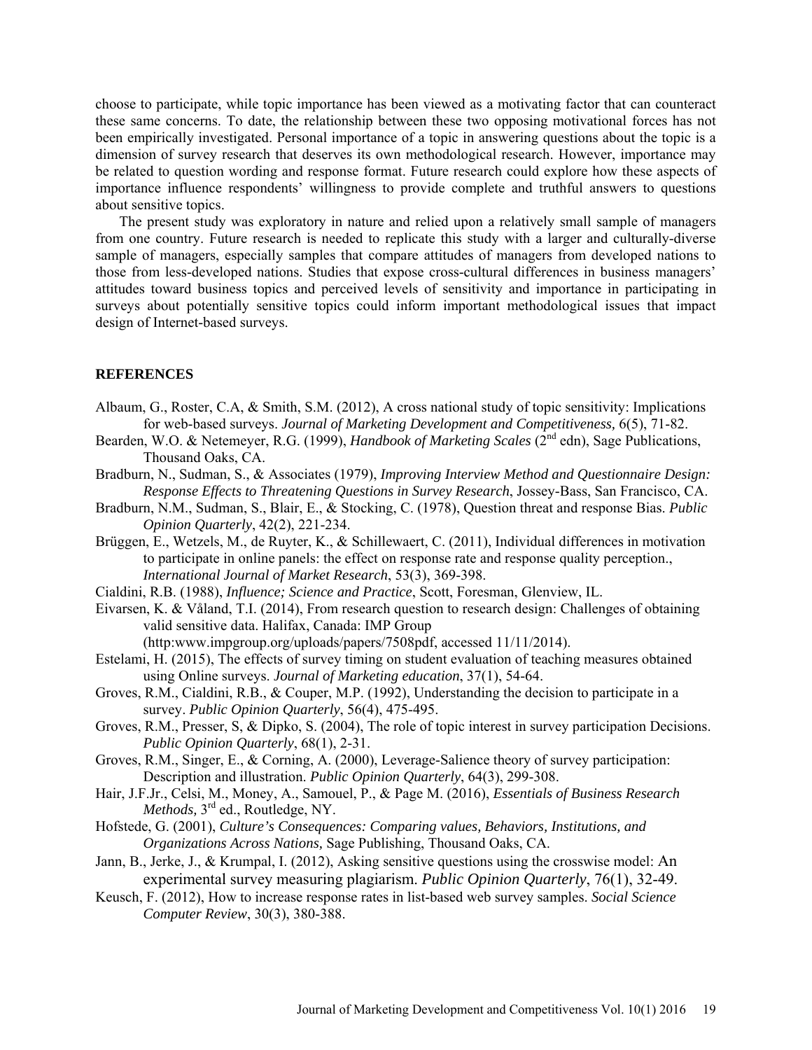choose to participate, while topic importance has been viewed as a motivating factor that can counteract these same concerns. To date, the relationship between these two opposing motivational forces has not been empirically investigated. Personal importance of a topic in answering questions about the topic is a dimension of survey research that deserves its own methodological research. However, importance may be related to question wording and response format. Future research could explore how these aspects of importance influence respondents' willingness to provide complete and truthful answers to questions about sensitive topics.

The present study was exploratory in nature and relied upon a relatively small sample of managers from one country. Future research is needed to replicate this study with a larger and culturally-diverse sample of managers, especially samples that compare attitudes of managers from developed nations to those from less-developed nations. Studies that expose cross-cultural differences in business managers' attitudes toward business topics and perceived levels of sensitivity and importance in participating in surveys about potentially sensitive topics could inform important methodological issues that impact design of Internet-based surveys.

## REFERENCES

Albaum, G., Roster, C.A, & Smith, S.M. (2012), A cross national study of topic sensitivity: Implications for web-based surveys. *Journal of Marketing Development and Competitiveness,* 6(5), 71-82.

Bearden, W.O. & Netemeyer, R.G. (1999), *Handbook of Marketing Scales* (2nd edn), Sage Publications, Thousand Oaks, CA.

Bradburn, N., Sudman, S., & Associates (1979), *Improving Interview Method and Questionnaire Design: Response Effects to Threatening Questions in Survey Research*, Jossey-Bass, San Francisco, CA.

Bradburn, N.M., Sudman, S., Blair, E., & Stocking, C. (1978), Question threat and response Bias. *Public Opinion Quarterly*, 42(2), 221-234.

Brüggen, E., Wetzels, M., de Ruyter, K., & Schillewaert, C. (2011), Individual differences in motivation to participate in online panels: the effect on response rate and response quality perception., *International Journal of Market Research*, 53(3), 369-398.

Cialdini, R.B. (1988), *Influence; Science and Practice*, Scott, Foresman, Glenview, IL.

Eivarsen, K. & Våland, T.I. (2014), From research question to research design: Challenges of obtaining valid sensitive data. Halifax, Canada: IMP Group (http:www.impgroup.org/uploads/papers/7508pdf, accessed 11/11/2014).

Estelami, H. (2015), The effects of survey timing on student evaluation of teaching measures obtained using Online surveys. *Journal of Marketing education*, 37(1), 54-64.

Groves, R.M., Cialdini, R.B., & Couper, M.P. (1992), Understanding the decision to participate in a survey. *Public Opinion Quarterly*, 56(4), 475-495.

Groves, R.M., Presser, S, & Dipko, S. (2004), The role of topic interest in survey participation Decisions. *Public Opinion Quarterly*, 68(1), 2-31.

Groves, R.M., Singer, E., & Corning, A. (2000), Leverage-Salience theory of survey participation: Description and illustration. *Public Opinion Quarterly*, 64(3), 299-308.

Hair, J.F.Jr., Celsi, M., Money, A., Samouel, P., & Page M. (2016), *Essentials of Business Research Methods,* 3rd ed., Routledge, NY.

Hofstede, G. (2001), *Culture's Consequences: Comparing values, Behaviors, Institutions, and Organizations Across Nations,* Sage Publishing, Thousand Oaks, CA.

Jann, B., Jerke, J., & Krumpal, I. (2012), Asking sensitive questions using the crosswise model: An experimental survey measuring plagiarism. *Public Opinion Quarterly*, 76(1), 32-49.

Keusch, F. (2012), How to increase response rates in list-based web survey samples. *Social Science Computer Review*, 30(3), 380-388.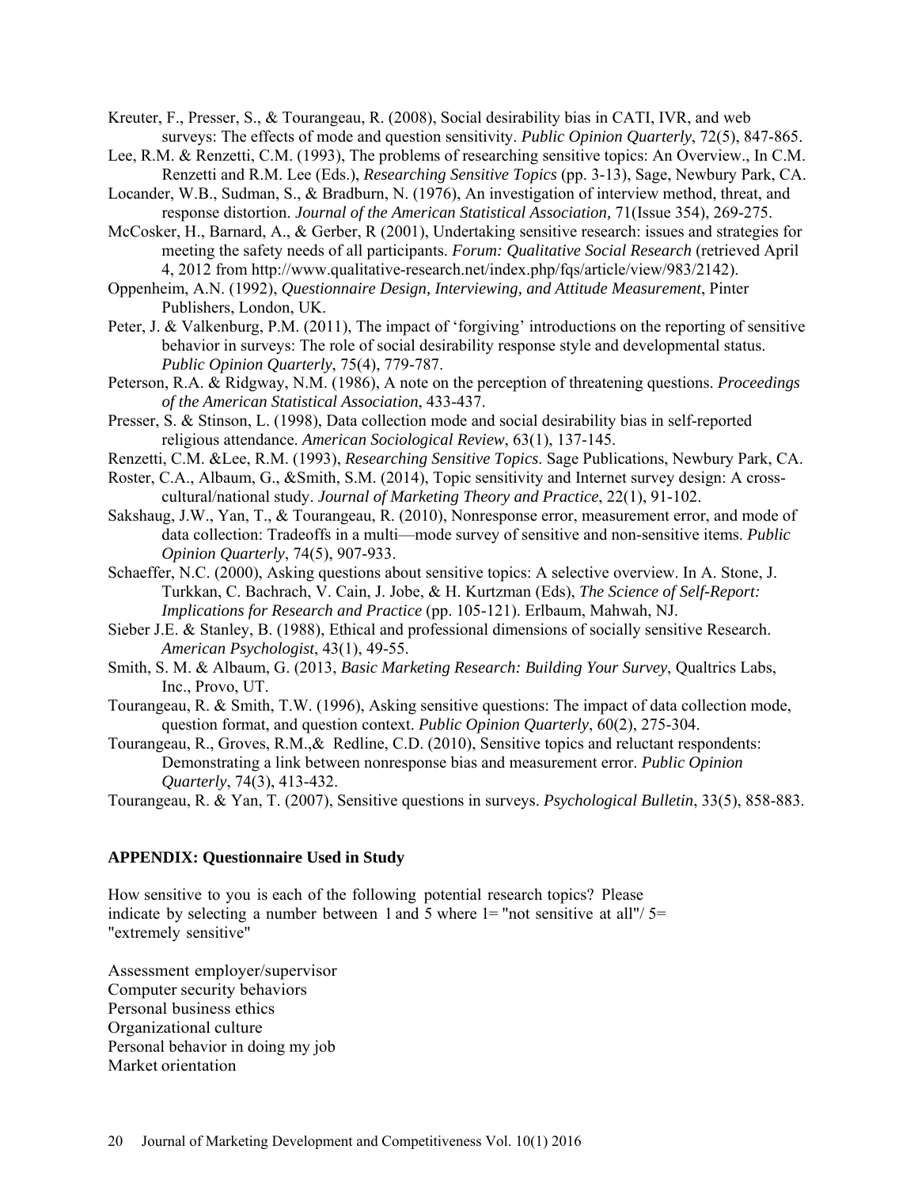Kreuter, F., Presser, S., & Tourangeau, R. (2008), Social desirability bias in CATI, IVR, and web surveys: The effects of mode and question sensitivity. *Public Opinion Quarterly*, 72(5), 847-865.

Lee, R.M. & Renzetti, C.M. (1993), The problems of researching sensitive topics: An Overview., In C.M. Renzetti and R.M. Lee (Eds.), *Researching Sensitive Topics* (pp. 3-13), Sage, Newbury Park, CA.

Locander, W.B., Sudman, S., & Bradburn, N. (1976), An investigation of interview method, threat, and response distortion. *Journal of the American Statistical Association,* 71(Issue 354), 269-275.

McCosker, H., Barnard, A., & Gerber, R (2001), Undertaking sensitive research: issues and strategies for meeting the safety needs of all participants. *Forum: Qualitative Social Research* (retrieved April 4, 2012 from http://www.qualitative-research.net/index.php/fqs/article/view/983/2142).

Oppenheim, A.N. (1992), *Questionnaire Design, Interviewing, and Attitude Measurement*, Pinter Publishers, London, UK.

Peter, J. & Valkenburg, P.M. (2011), The impact of 'forgiving' introductions on the reporting of sensitive behavior in surveys: The role of social desirability response style and developmental status. *Public Opinion Quarterly*, 75(4), 779-787.

Peterson, R.A. & Ridgway, N.M. (1986), A note on the perception of threatening questions. *Proceedings of the American Statistical Association*, 433-437.

Presser, S. & Stinson, L. (1998), Data collection mode and social desirability bias in self-reported religious attendance. *American Sociological Review*, 63(1), 137-145.

Renzetti, C.M. &Lee, R.M. (1993), *Researching Sensitive Topics*. Sage Publications, Newbury Park, CA.

Roster, C.A., Albaum, G., &Smith, S.M. (2014), Topic sensitivity and Internet survey design: A cross-cultural/national study. *Journal of Marketing Theory and Practice*, 22(1), 91-102.

Sakshaug, J.W., Yan, T., & Tourangeau, R. (2010), Nonresponse error, measurement error, and mode of data collection: Tradeoffs in a multi—mode survey of sensitive and non-sensitive items. *Public Opinion Quarterly*, 74(5), 907-933.

Schaeffer, N.C. (2000), Asking questions about sensitive topics: A selective overview. In A. Stone, J. Turkkan, C. Bachrach, V. Cain, J. Jobe, & H. Kurtzman (Eds), *The Science of Self-Report: Implications for Research and Practice* (pp. 105-121). Erlbaum, Mahwah, NJ.

Sieber J.E. & Stanley, B. (1988), Ethical and professional dimensions of socially sensitive Research. *American Psychologist*, 43(1), 49-55.

Smith, S. M. & Albaum, G. (2013, *Basic Marketing Research: Building Your Survey*, Qualtrics Labs, Inc., Provo, UT.

Tourangeau, R. & Smith, T.W. (1996), Asking sensitive questions: The impact of data collection mode, question format, and question context. *Public Opinion Quarterly*, 60(2), 275-304.

Tourangeau, R., Groves, R.M.,& Redline, C.D. (2010), Sensitive topics and reluctant respondents: Demonstrating a link between nonresponse bias and measurement error. *Public Opinion Quarterly*, 74(3), 413-432.

Tourangeau, R. & Yan, T. (2007), Sensitive questions in surveys. *Psychological Bulletin*, 33(5), 858-883.

**APPENDIX: Questionnaire Used in Study**

How sensitive to you is each of the following potential research topics? Please indicate by selecting a number between 1 and 5 where 1= "not sensitive at all"/ 5= "extremely sensitive"

Assessment employer/supervisor
Computer security behaviors
Personal business ethics
Organizational culture
Personal behavior in doing my job
Market orientation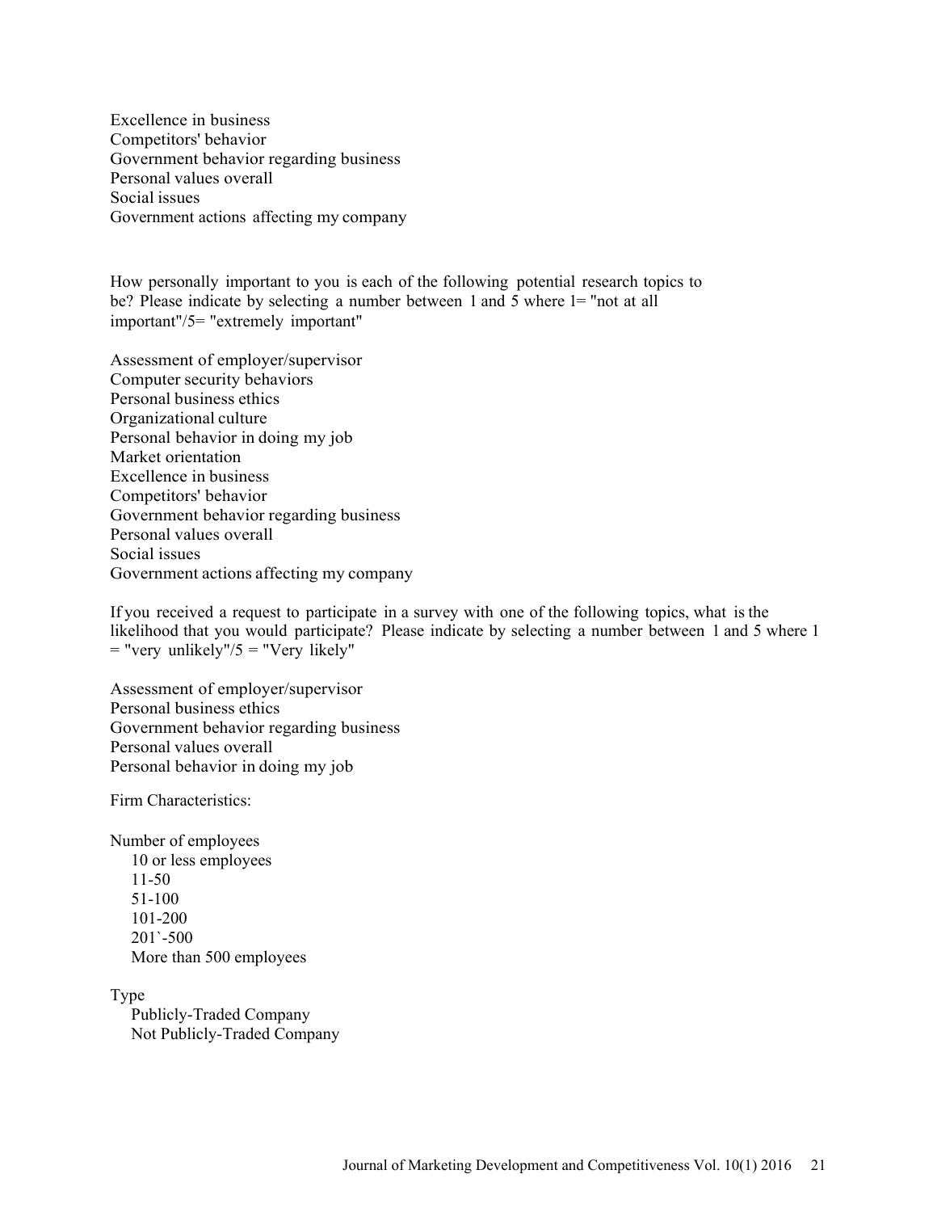Excellence in business
Competitors' behavior
Government behavior regarding business
Personal values overall
Social issues
Government actions affecting my company

How personally important to you is each of the following potential research topics to be? Please indicate by selecting a number between 1 and 5 where 1= "not at all important"/5= "extremely important"

Assessment of employer/supervisor
Computer security behaviors
Personal business ethics
Organizational culture
Personal behavior in doing my job
Market orientation
Excellence in business
Competitors' behavior
Government behavior regarding business
Personal values overall
Social issues
Government actions affecting my company

If you received a request to participate in a survey with one of the following topics, what is the likelihood that you would participate? Please indicate by selecting a number between 1 and 5 where 1 = "very unlikely"/5 = "Very likely"

Assessment of employer/supervisor
Personal business ethics
Government behavior regarding business
Personal values overall
Personal behavior in doing my job

Firm Characteristics:

Number of employees
- 10 or less employees
- 11-50
- 51-100
- 101-200
- 201`-500
- More than 500 employees

Type
- Publicly-Traded Company
- Not Publicly-Traded Company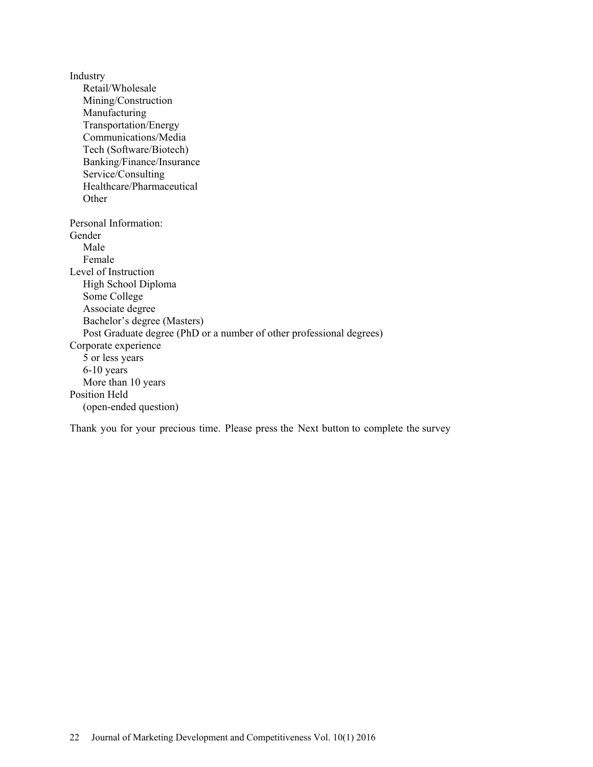Industry
- Retail/Wholesale
- Mining/Construction
- Manufacturing
- Transportation/Energy
- Communications/Media
- Tech (Software/Biotech)
- Banking/Finance/Insurance
- Service/Consulting
- Healthcare/Pharmaceutical
- Other

Personal Information:

Gender
- Male
- Female

Level of Instruction
- High School Diploma
- Some College
- Associate degree
- Bachelor's degree (Masters)
- Post Graduate degree (PhD or a number of other professional degrees)

Corporate experience
- 5 or less years
- 6-10 years
- More than 10 years

Position Held
- (open-ended question)

Thank you for your precious time. Please press the Next button to complete the survey